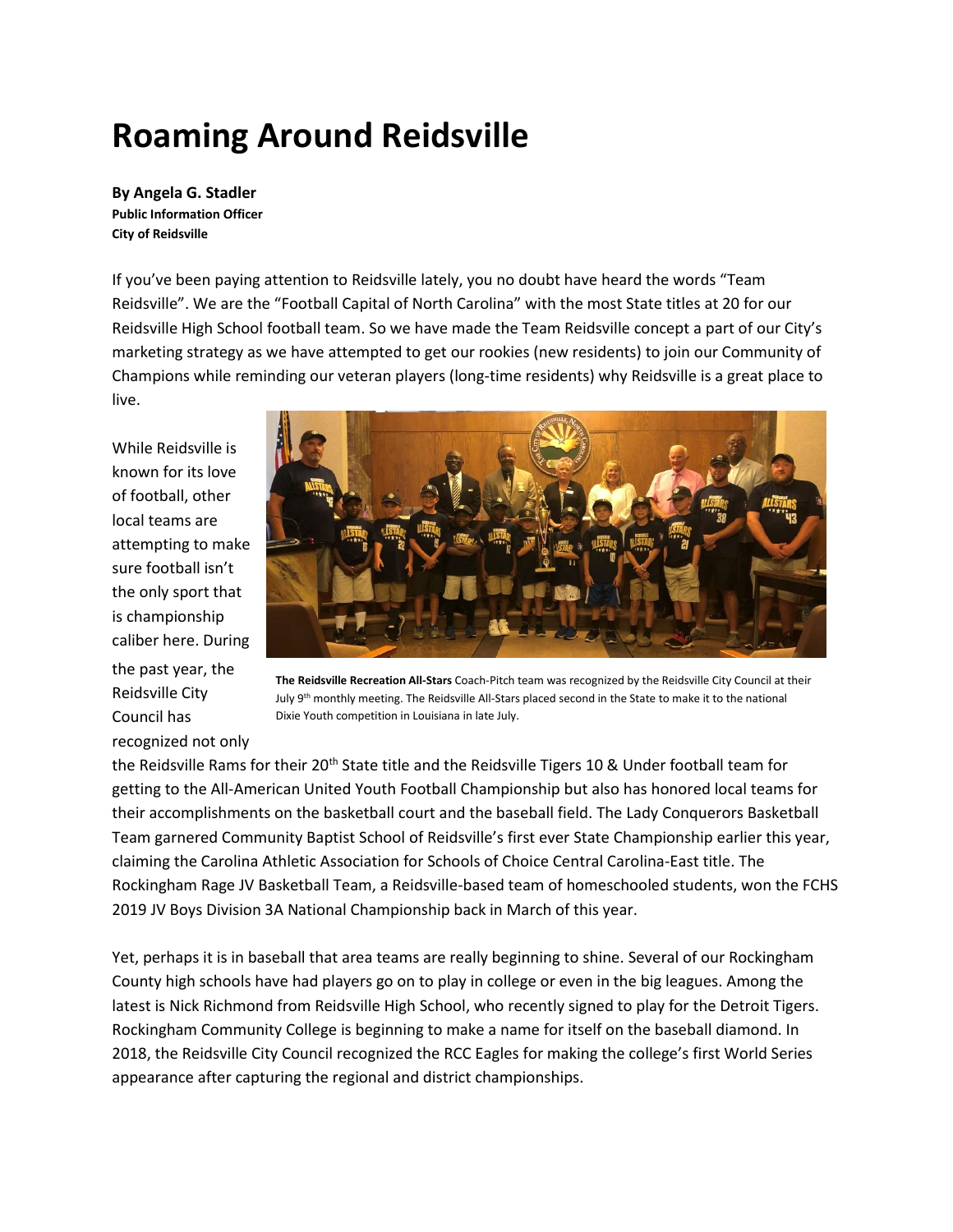# Roaming Around Reidsville

**By Angela G. Stadler**
**Public Information Officer**
**City of Reidsville**

If you've been paying attention to Reidsville lately, you no doubt have heard the words "Team Reidsville". We are the "Football Capital of North Carolina" with the most State titles at 20 for our Reidsville High School football team. So we have made the Team Reidsville concept a part of our City's marketing strategy as we have attempted to get our rookies (new residents) to join our Community of Champions while reminding our veteran players (long-time residents) why Reidsville is a great place to live.

While Reidsville is known for its love of football, other local teams are attempting to make sure football isn't the only sport that is championship caliber here. During the past year, the Reidsville City Council has recognized not only the Reidsville Rams for their 20th State title and the Reidsville Tigers 10 & Under football team for getting to the All-American United Youth Football Championship but also has honored local teams for their accomplishments on the basketball court and the baseball field. The Lady Conquerors Basketball Team garnered Community Baptist School of Reidsville's first ever State Championship earlier this year, claiming the Carolina Athletic Association for Schools of Choice Central Carolina-East title. The Rockingham Rage JV Basketball Team, a Reidsville-based team of homeschooled students, won the FCHS 2019 JV Boys Division 3A National Championship back in March of this year.

**The Reidsville Recreation All-Stars** Coach-Pitch team was recognized by the Reidsville City Council at their July 9th monthly meeting. The Reidsville All-Stars placed second in the State to make it to the national Dixie Youth competition in Louisiana in late July.

Yet, perhaps it is in baseball that area teams are really beginning to shine. Several of our Rockingham County high schools have had players go on to play in college or even in the big leagues. Among the latest is Nick Richmond from Reidsville High School, who recently signed to play for the Detroit Tigers. Rockingham Community College is beginning to make a name for itself on the baseball diamond. In 2018, the Reidsville City Council recognized the RCC Eagles for making the college's first World Series appearance after capturing the regional and district championships.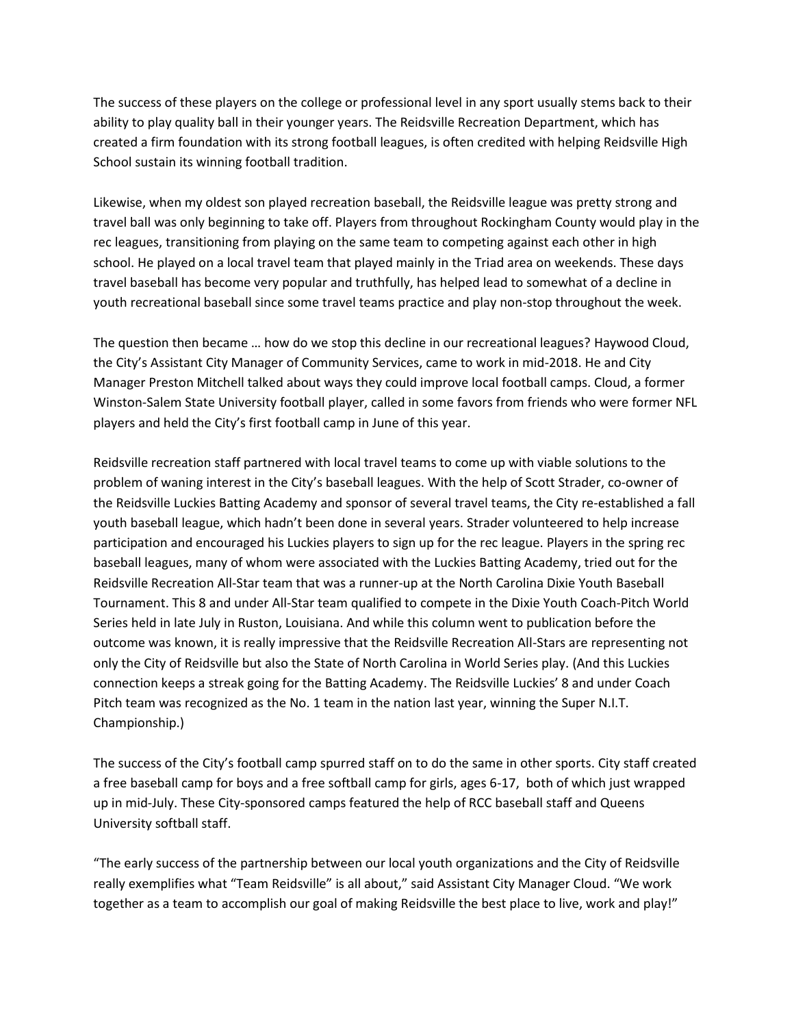The success of these players on the college or professional level in any sport usually stems back to their ability to play quality ball in their younger years. The Reidsville Recreation Department, which has created a firm foundation with its strong football leagues, is often credited with helping Reidsville High School sustain its winning football tradition.

Likewise, when my oldest son played recreation baseball, the Reidsville league was pretty strong and travel ball was only beginning to take off. Players from throughout Rockingham County would play in the rec leagues, transitioning from playing on the same team to competing against each other in high school. He played on a local travel team that played mainly in the Triad area on weekends. These days travel baseball has become very popular and truthfully, has helped lead to somewhat of a decline in youth recreational baseball since some travel teams practice and play non-stop throughout the week.

The question then became … how do we stop this decline in our recreational leagues? Haywood Cloud, the City's Assistant City Manager of Community Services, came to work in mid-2018. He and City Manager Preston Mitchell talked about ways they could improve local football camps. Cloud, a former Winston-Salem State University football player, called in some favors from friends who were former NFL players and held the City's first football camp in June of this year.

Reidsville recreation staff partnered with local travel teams to come up with viable solutions to the problem of waning interest in the City's baseball leagues. With the help of Scott Strader, co-owner of the Reidsville Luckies Batting Academy and sponsor of several travel teams, the City re-established a fall youth baseball league, which hadn't been done in several years. Strader volunteered to help increase participation and encouraged his Luckies players to sign up for the rec league. Players in the spring rec baseball leagues, many of whom were associated with the Luckies Batting Academy, tried out for the Reidsville Recreation All-Star team that was a runner-up at the North Carolina Dixie Youth Baseball Tournament. This 8 and under All-Star team qualified to compete in the Dixie Youth Coach-Pitch World Series held in late July in Ruston, Louisiana. And while this column went to publication before the outcome was known, it is really impressive that the Reidsville Recreation All-Stars are representing not only the City of Reidsville but also the State of North Carolina in World Series play. (And this Luckies connection keeps a streak going for the Batting Academy. The Reidsville Luckies' 8 and under Coach Pitch team was recognized as the No. 1 team in the nation last year, winning the Super N.I.T. Championship.)

The success of the City's football camp spurred staff on to do the same in other sports. City staff created a free baseball camp for boys and a free softball camp for girls, ages 6-17, both of which just wrapped up in mid-July. These City-sponsored camps featured the help of RCC baseball staff and Queens University softball staff.

"The early success of the partnership between our local youth organizations and the City of Reidsville really exemplifies what "Team Reidsville" is all about," said Assistant City Manager Cloud. "We work together as a team to accomplish our goal of making Reidsville the best place to live, work and play!"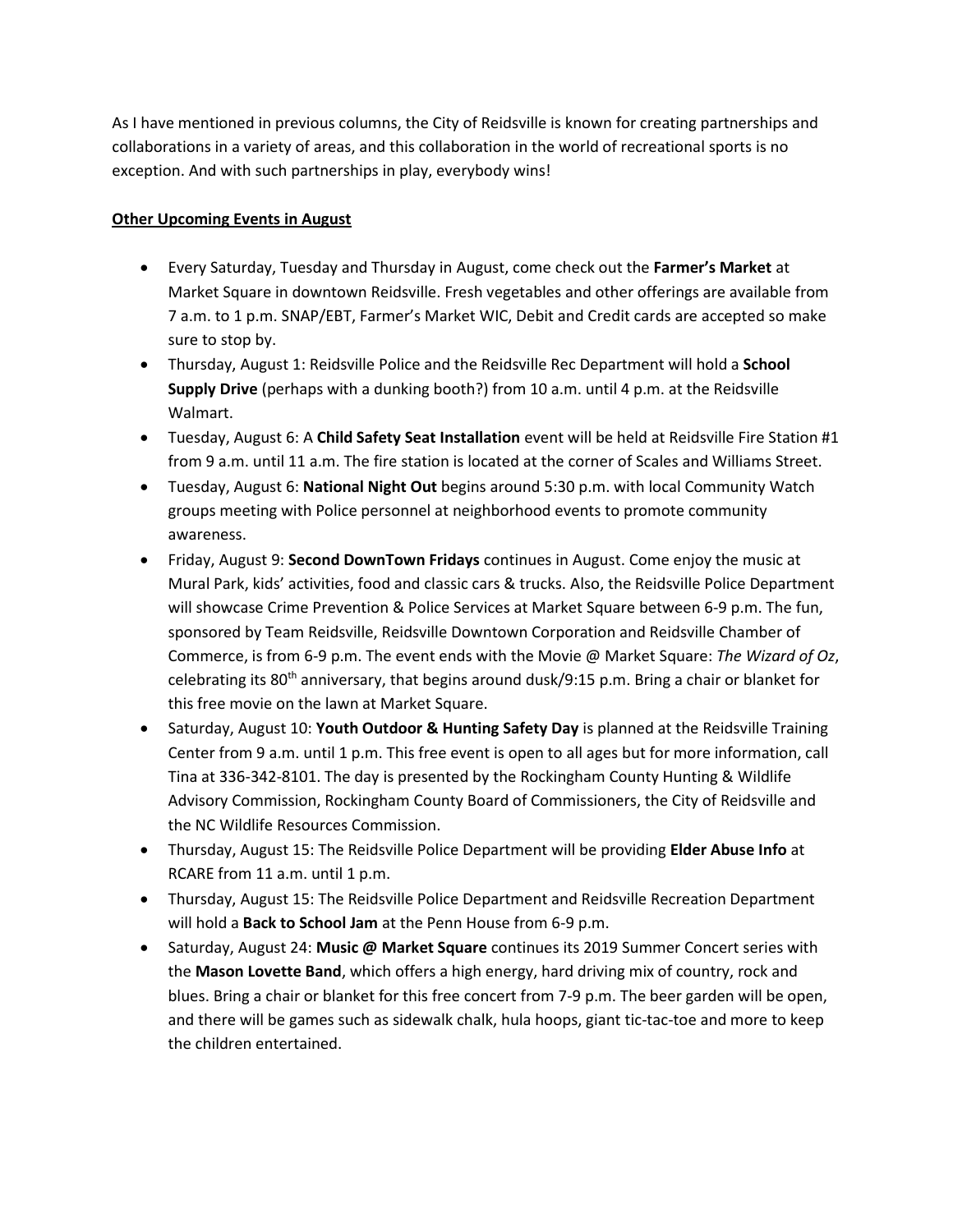As I have mentioned in previous columns, the City of Reidsville is known for creating partnerships and collaborations in a variety of areas, and this collaboration in the world of recreational sports is no exception. And with such partnerships in play, everybody wins!

**Other Upcoming Events in August**

- Every Saturday, Tuesday and Thursday in August, come check out the **Farmer's Market** at Market Square in downtown Reidsville. Fresh vegetables and other offerings are available from 7 a.m. to 1 p.m. SNAP/EBT, Farmer's Market WIC, Debit and Credit cards are accepted so make sure to stop by.
- Thursday, August 1: Reidsville Police and the Reidsville Rec Department will hold a **School Supply Drive** (perhaps with a dunking booth?) from 10 a.m. until 4 p.m. at the Reidsville Walmart.
- Tuesday, August 6: A **Child Safety Seat Installation** event will be held at Reidsville Fire Station #1 from 9 a.m. until 11 a.m. The fire station is located at the corner of Scales and Williams Street.
- Tuesday, August 6: **National Night Out** begins around 5:30 p.m. with local Community Watch groups meeting with Police personnel at neighborhood events to promote community awareness.
- Friday, August 9: **Second DownTown Fridays** continues in August. Come enjoy the music at Mural Park, kids' activities, food and classic cars & trucks. Also, the Reidsville Police Department will showcase Crime Prevention & Police Services at Market Square between 6-9 p.m. The fun, sponsored by Team Reidsville, Reidsville Downtown Corporation and Reidsville Chamber of Commerce, is from 6-9 p.m. The event ends with the Movie @ Market Square: *The Wizard of Oz*, celebrating its 80th anniversary, that begins around dusk/9:15 p.m. Bring a chair or blanket for this free movie on the lawn at Market Square.
- Saturday, August 10: **Youth Outdoor & Hunting Safety Day** is planned at the Reidsville Training Center from 9 a.m. until 1 p.m. This free event is open to all ages but for more information, call Tina at 336-342-8101. The day is presented by the Rockingham County Hunting & Wildlife Advisory Commission, Rockingham County Board of Commissioners, the City of Reidsville and the NC Wildlife Resources Commission.
- Thursday, August 15: The Reidsville Police Department will be providing **Elder Abuse Info** at RCARE from 11 a.m. until 1 p.m.
- Thursday, August 15: The Reidsville Police Department and Reidsville Recreation Department will hold a **Back to School Jam** at the Penn House from 6-9 p.m.
- Saturday, August 24: **Music @ Market Square** continues its 2019 Summer Concert series with the **Mason Lovette Band**, which offers a high energy, hard driving mix of country, rock and blues. Bring a chair or blanket for this free concert from 7-9 p.m. The beer garden will be open, and there will be games such as sidewalk chalk, hula hoops, giant tic-tac-toe and more to keep the children entertained.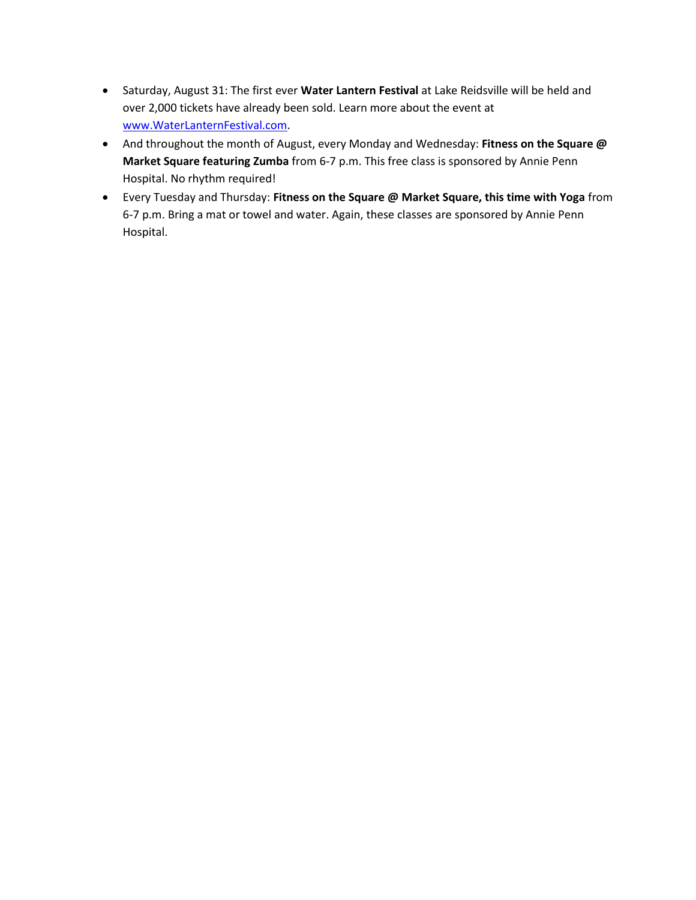- Saturday, August 31: The first ever **Water Lantern Festival** at Lake Reidsville will be held and over 2,000 tickets have already been sold. Learn more about the event at [www.WaterLanternFestival.com](http://www.WaterLanternFestival.com).
- And throughout the month of August, every Monday and Wednesday: **Fitness on the Square @ Market Square featuring Zumba** from 6-7 p.m. This free class is sponsored by Annie Penn Hospital. No rhythm required!
- Every Tuesday and Thursday: **Fitness on the Square @ Market Square, this time with Yoga** from 6-7 p.m. Bring a mat or towel and water. Again, these classes are sponsored by Annie Penn Hospital.